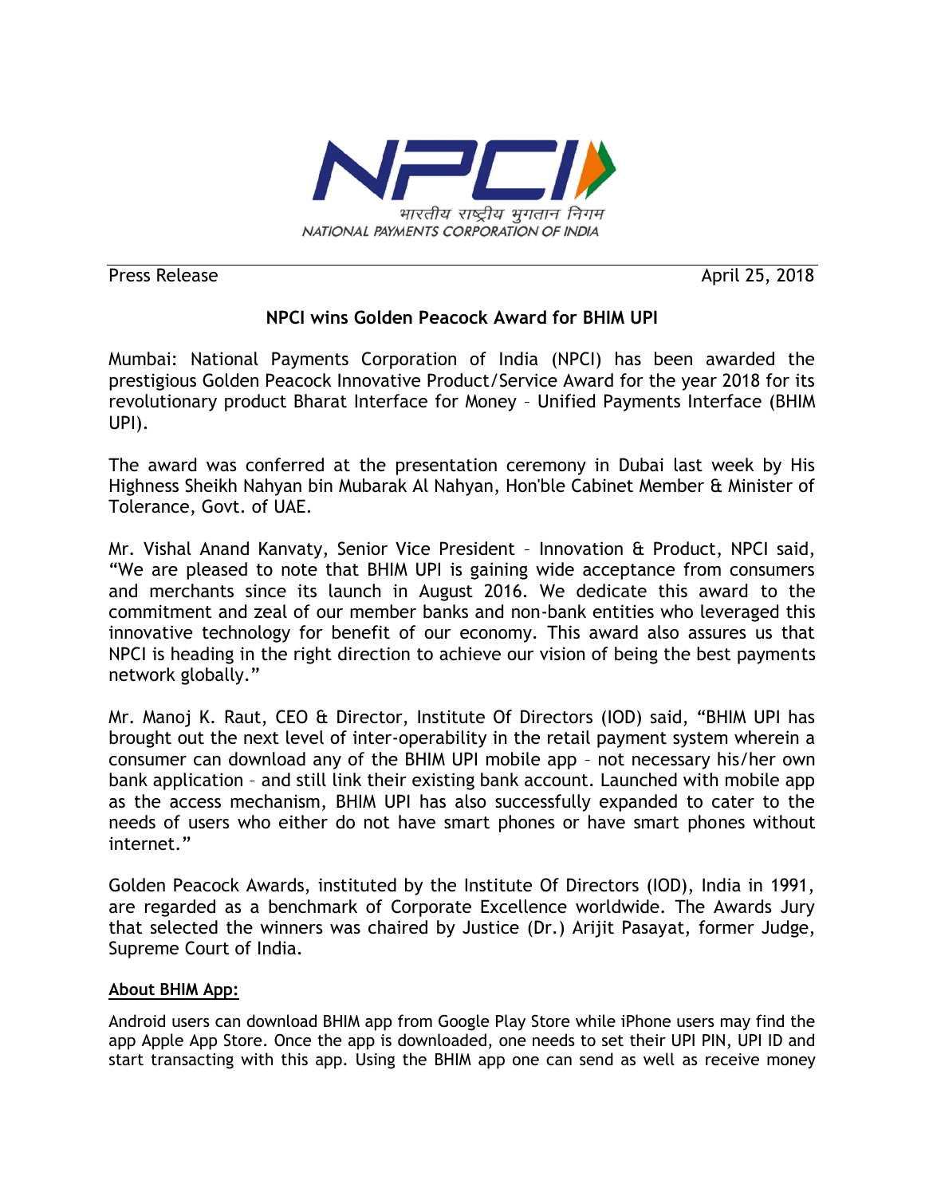NPCI

भारतीय राष्ट्रीय भुगतान निगम

NATIONAL PAYMENTS CORPORATION OF INDIA

Press Release April 25, 2018

**NPCI wins Golden Peacock Award for BHIM UPI**

Mumbai: National Payments Corporation of India (NPCI) has been awarded the prestigious Golden Peacock Innovative Product/Service Award for the year 2018 for its revolutionary product Bharat Interface for Money – Unified Payments Interface (BHIM UPI).

The award was conferred at the presentation ceremony in Dubai last week by His Highness Sheikh Nahyan bin Mubarak Al Nahyan, Hon'ble Cabinet Member & Minister of Tolerance, Govt. of UAE.

Mr. Vishal Anand Kanvaty, Senior Vice President – Innovation & Product, NPCI said, "We are pleased to note that BHIM UPI is gaining wide acceptance from consumers and merchants since its launch in August 2016. We dedicate this award to the commitment and zeal of our member banks and non-bank entities who leveraged this innovative technology for benefit of our economy. This award also assures us that NPCI is heading in the right direction to achieve our vision of being the best payments network globally."

Mr. Manoj K. Raut, CEO & Director, Institute Of Directors (IOD) said, "BHIM UPI has brought out the next level of inter-operability in the retail payment system wherein a consumer can download any of the BHIM UPI mobile app – not necessary his/her own bank application – and still link their existing bank account. Launched with mobile app as the access mechanism, BHIM UPI has also successfully expanded to cater to the needs of users who either do not have smart phones or have smart phones without internet."

Golden Peacock Awards, instituted by the Institute Of Directors (IOD), India in 1991, are regarded as a benchmark of Corporate Excellence worldwide. The Awards Jury that selected the winners was chaired by Justice (Dr.) Arijit Pasayat, former Judge, Supreme Court of India.

**About BHIM App:**

Android users can download BHIM app from Google Play Store while iPhone users may find the app Apple App Store. Once the app is downloaded, one needs to set their UPI PIN, UPI ID and start transacting with this app. Using the BHIM app one can send as well as receive money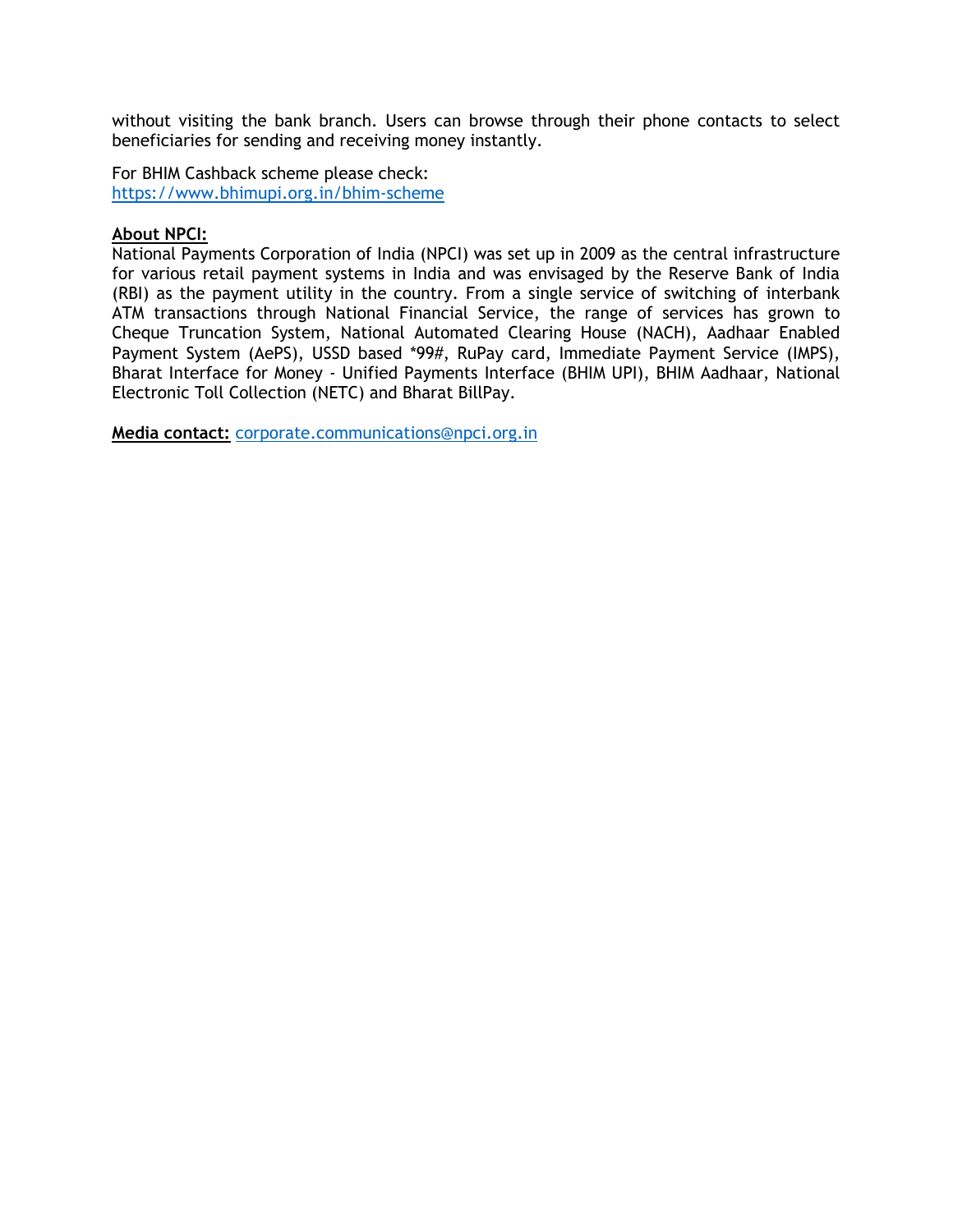without visiting the bank branch. Users can browse through their phone contacts to select beneficiaries for sending and receiving money instantly.

For BHIM Cashback scheme please check:
https://www.bhimupi.org.in/bhim-scheme

**About NPCI:**

National Payments Corporation of India (NPCI) was set up in 2009 as the central infrastructure for various retail payment systems in India and was envisaged by the Reserve Bank of India (RBI) as the payment utility in the country. From a single service of switching of interbank ATM transactions through National Financial Service, the range of services has grown to Cheque Truncation System, National Automated Clearing House (NACH), Aadhaar Enabled Payment System (AePS), USSD based *99#, RuPay card, Immediate Payment Service (IMPS), Bharat Interface for Money - Unified Payments Interface (BHIM UPI), BHIM Aadhaar, National Electronic Toll Collection (NETC) and Bharat BillPay.

**Media contact:** corporate.communications@npci.org.in